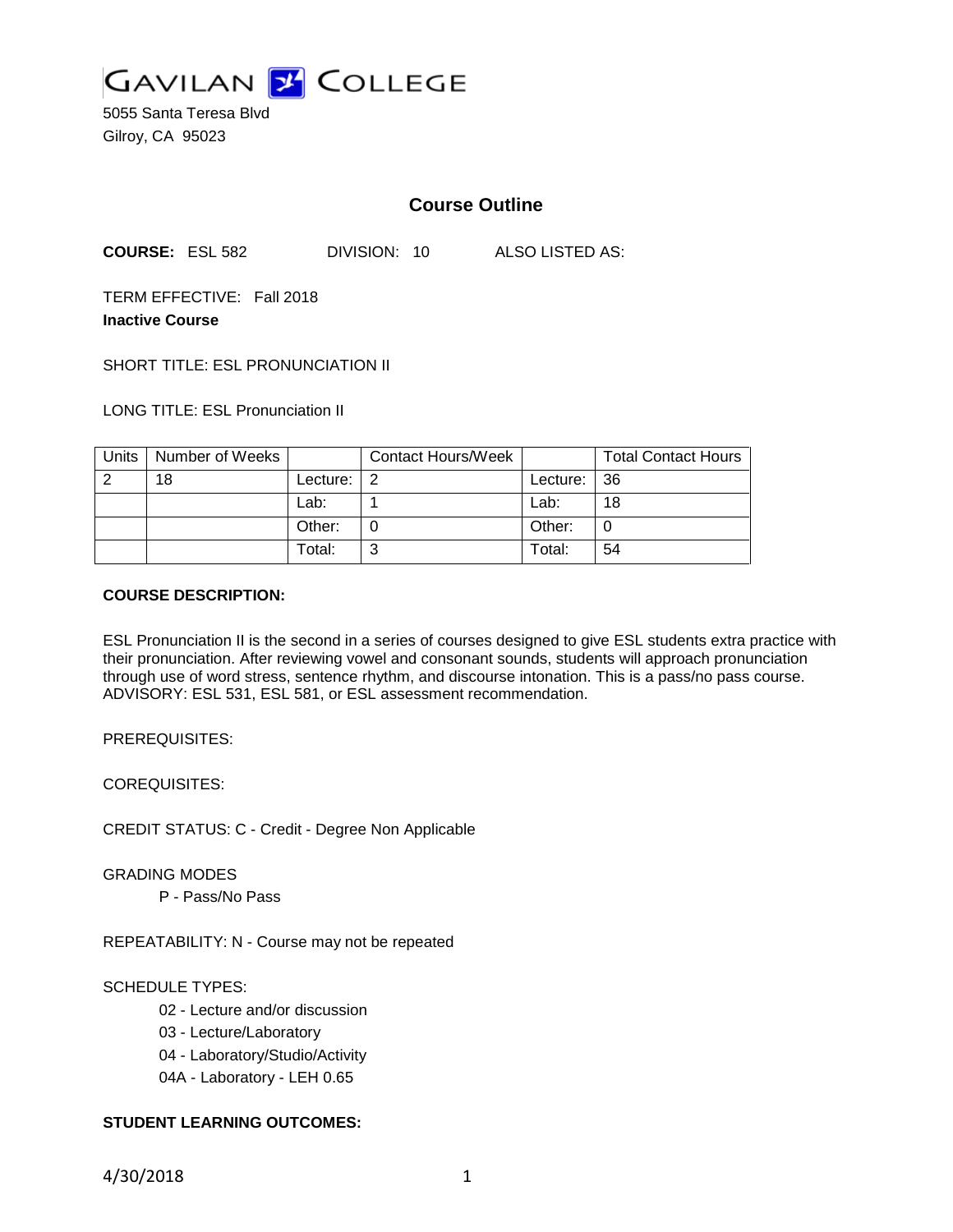# GAVILAN COLLEGE

5055 Santa Teresa Blvd
Gilroy, CA 95023

## Course Outline

**COURSE:** ESL 582 DIVISION: 10 ALSO LISTED AS:

TERM EFFECTIVE: Fall 2018
**Inactive Course**

SHORT TITLE: ESL PRONUNCIATION II

LONG TITLE: ESL Pronunciation II

| Units | Number of Weeks | | Contact Hours/Week | | Total Contact Hours |
|---|---|---|---|---|---|
| 2 | 18 | Lecture: | 2 | Lecture: | 36 |
| | | Lab: | 1 | Lab: | 18 |
| | | Other: | 0 | Other: | 0 |
| | | Total: | 3 | Total: | 54 |

**COURSE DESCRIPTION:**

ESL Pronunciation II is the second in a series of courses designed to give ESL students extra practice with their pronunciation. After reviewing vowel and consonant sounds, students will approach pronunciation through use of word stress, sentence rhythm, and discourse intonation. This is a pass/no pass course. ADVISORY: ESL 531, ESL 581, or ESL assessment recommendation.

PREREQUISITES:

COREQUISITES:

CREDIT STATUS: C - Credit - Degree Non Applicable

GRADING MODES

P - Pass/No Pass

REPEATABILITY: N - Course may not be repeated

SCHEDULE TYPES:

02 - Lecture and/or discussion
03 - Lecture/Laboratory
04 - Laboratory/Studio/Activity
04A - Laboratory - LEH 0.65

**STUDENT LEARNING OUTCOMES:**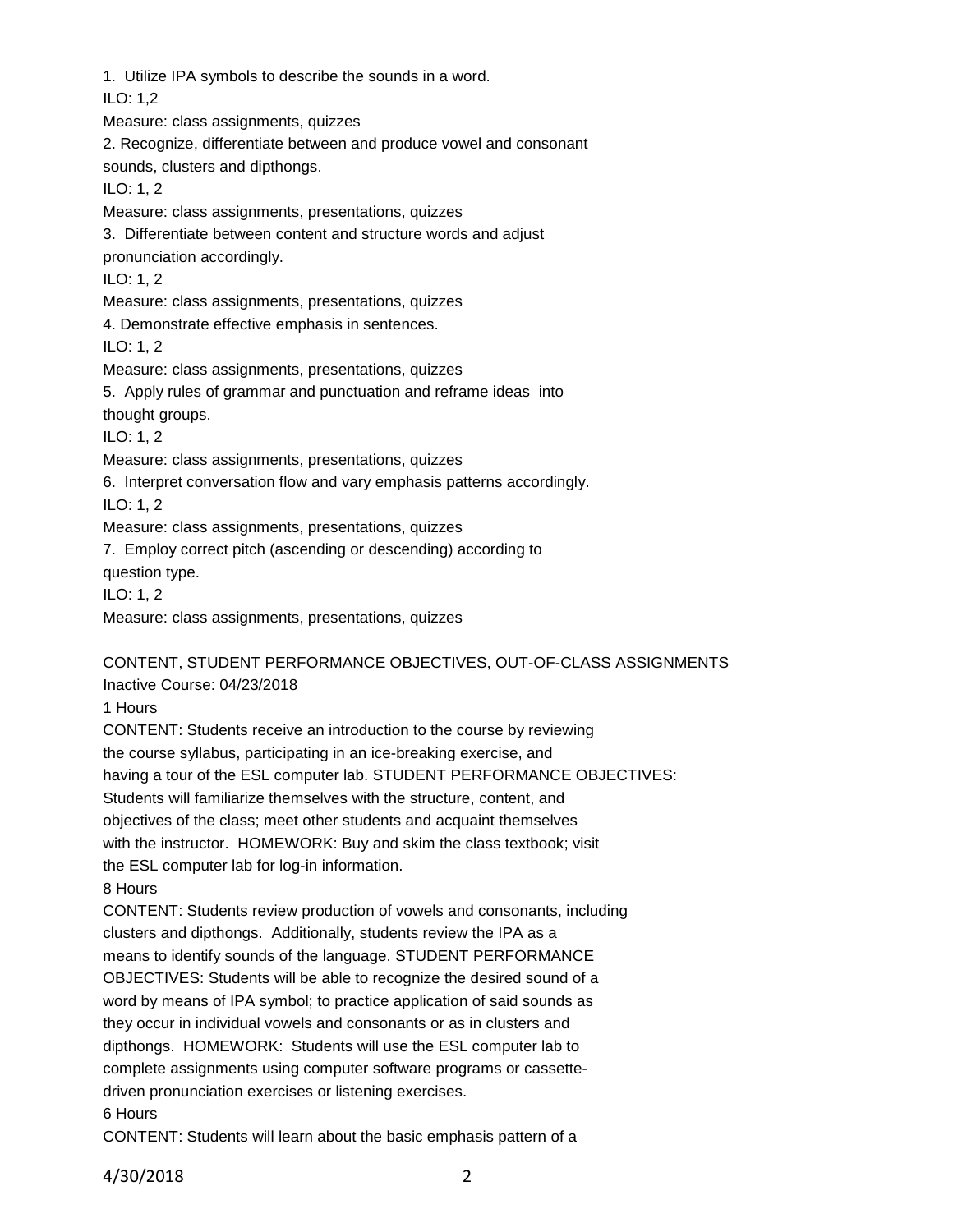1. Utilize IPA symbols to describe the sounds in a word.
ILO: 1,2
Measure: class assignments, quizzes

2. Recognize, differentiate between and produce vowel and consonant sounds, clusters and dipthongs.
ILO: 1, 2
Measure: class assignments, presentations, quizzes

3. Differentiate between content and structure words and adjust pronunciation accordingly.
ILO: 1, 2
Measure: class assignments, presentations, quizzes

4. Demonstrate effective emphasis in sentences.
ILO: 1, 2
Measure: class assignments, presentations, quizzes

5. Apply rules of grammar and punctuation and reframe ideas into thought groups.
ILO: 1, 2
Measure: class assignments, presentations, quizzes

6. Interpret conversation flow and vary emphasis patterns accordingly.
ILO: 1, 2
Measure: class assignments, presentations, quizzes

7. Employ correct pitch (ascending or descending) according to question type.
ILO: 1, 2
Measure: class assignments, presentations, quizzes

CONTENT, STUDENT PERFORMANCE OBJECTIVES, OUT-OF-CLASS ASSIGNMENTS
Inactive Course: 04/23/2018

1 Hours

CONTENT: Students receive an introduction to the course by reviewing the course syllabus, participating in an ice-breaking exercise, and having a tour of the ESL computer lab. STUDENT PERFORMANCE OBJECTIVES: Students will familiarize themselves with the structure, content, and objectives of the class; meet other students and acquaint themselves with the instructor. HOMEWORK: Buy and skim the class textbook; visit the ESL computer lab for log-in information.

8 Hours

CONTENT: Students review production of vowels and consonants, including clusters and dipthongs. Additionally, students review the IPA as a means to identify sounds of the language. STUDENT PERFORMANCE OBJECTIVES: Students will be able to recognize the desired sound of a word by means of IPA symbol; to practice application of said sounds as they occur in individual vowels and consonants or as in clusters and dipthongs. HOMEWORK: Students will use the ESL computer lab to complete assignments using computer software programs or cassette-driven pronunciation exercises or listening exercises.

6 Hours

CONTENT: Students will learn about the basic emphasis pattern of a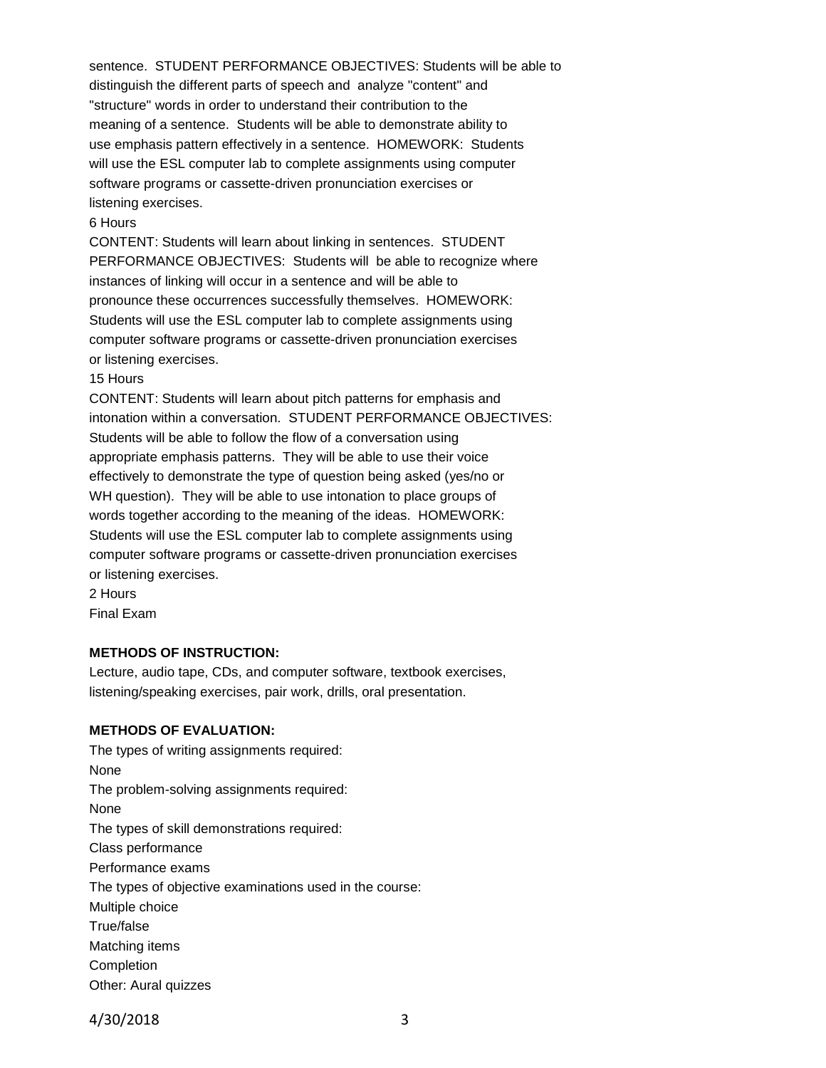sentence. STUDENT PERFORMANCE OBJECTIVES: Students will be able to distinguish the different parts of speech and analyze "content" and "structure" words in order to understand their contribution to the meaning of a sentence. Students will be able to demonstrate ability to use emphasis pattern effectively in a sentence. HOMEWORK: Students will use the ESL computer lab to complete assignments using computer software programs or cassette-driven pronunciation exercises or listening exercises.

6 Hours

CONTENT: Students will learn about linking in sentences. STUDENT PERFORMANCE OBJECTIVES: Students will be able to recognize where instances of linking will occur in a sentence and will be able to pronounce these occurrences successfully themselves. HOMEWORK: Students will use the ESL computer lab to complete assignments using computer software programs or cassette-driven pronunciation exercises or listening exercises.

15 Hours

CONTENT: Students will learn about pitch patterns for emphasis and intonation within a conversation. STUDENT PERFORMANCE OBJECTIVES: Students will be able to follow the flow of a conversation using appropriate emphasis patterns. They will be able to use their voice effectively to demonstrate the type of question being asked (yes/no or WH question). They will be able to use intonation to place groups of words together according to the meaning of the ideas. HOMEWORK: Students will use the ESL computer lab to complete assignments using computer software programs or cassette-driven pronunciation exercises or listening exercises.

2 Hours

Final Exam

**METHODS OF INSTRUCTION:**

Lecture, audio tape, CDs, and computer software, textbook exercises, listening/speaking exercises, pair work, drills, oral presentation.

**METHODS OF EVALUATION:**

The types of writing assignments required:

None

The problem-solving assignments required:

None

The types of skill demonstrations required:

Class performance

Performance exams

The types of objective examinations used in the course:

Multiple choice

True/false

Matching items

Completion

Other: Aural quizzes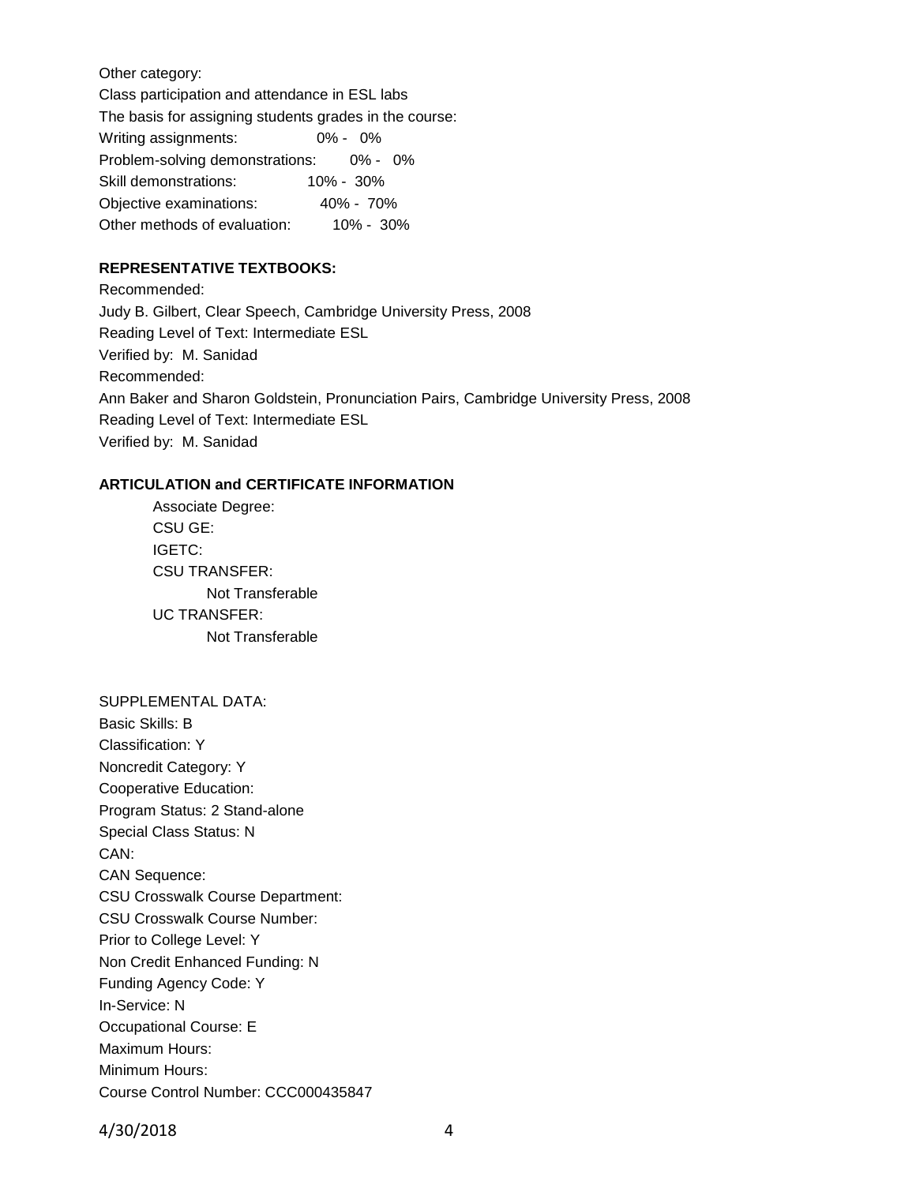Other category:
Class participation and attendance in ESL labs

The basis for assigning students grades in the course:

| | |
|---|---|
| Writing assignments: | 0% - 0% |
| Problem-solving demonstrations: | 0% - 0% |
| Skill demonstrations: | 10% - 30% |
| Objective examinations: | 40% - 70% |
| Other methods of evaluation: | 10% - 30% |

**REPRESENTATIVE TEXTBOOKS:**

Recommended:
Judy B. Gilbert, Clear Speech, Cambridge University Press, 2008
Reading Level of Text: Intermediate ESL
Verified by: M. Sanidad

Recommended:
Ann Baker and Sharon Goldstein, Pronunciation Pairs, Cambridge University Press, 2008
Reading Level of Text: Intermediate ESL
Verified by: M. Sanidad

**ARTICULATION and CERTIFICATE INFORMATION**

Associate Degree:
CSU GE:
IGETC:
CSU TRANSFER:
 Not Transferable
UC TRANSFER:
 Not Transferable

SUPPLEMENTAL DATA:
Basic Skills: B
Classification: Y
Noncredit Category: Y
Cooperative Education:
Program Status: 2 Stand-alone
Special Class Status: N
CAN:
CAN Sequence:
CSU Crosswalk Course Department:
CSU Crosswalk Course Number:
Prior to College Level: Y
Non Credit Enhanced Funding: N
Funding Agency Code: Y
In-Service: N
Occupational Course: E
Maximum Hours:
Minimum Hours:
Course Control Number: CCC000435847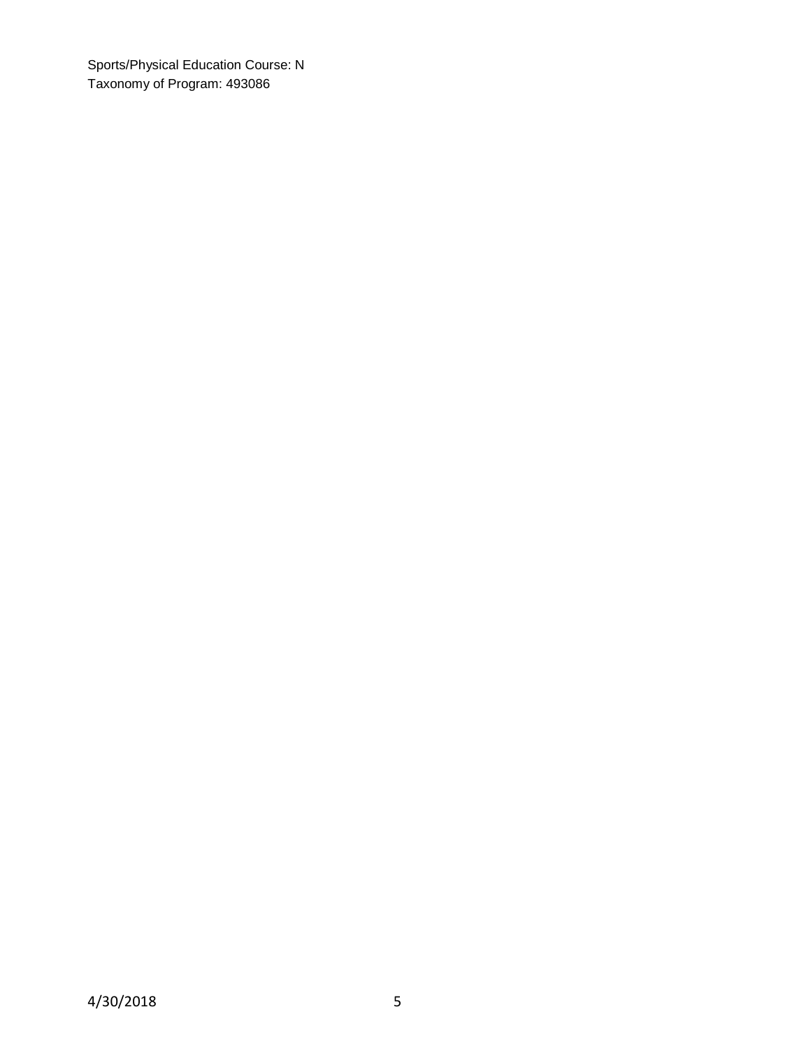Sports/Physical Education Course: N
Taxonomy of Program: 493086